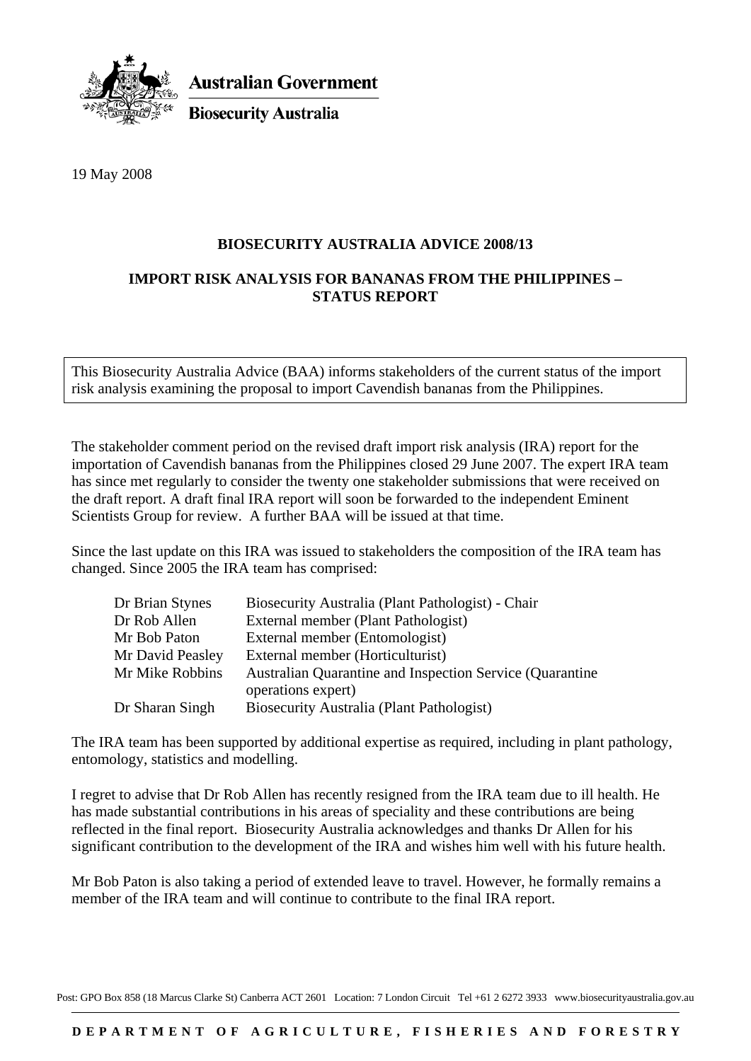**Australian Government**

**Biosecurity Australia**

19 May 2008

**BIOSECURITY AUSTRALIA ADVICE 2008/13**

**IMPORT RISK ANALYSIS FOR BANANAS FROM THE PHILIPPINES – STATUS REPORT**

This Biosecurity Australia Advice (BAA) informs stakeholders of the current status of the import risk analysis examining the proposal to import Cavendish bananas from the Philippines.

The stakeholder comment period on the revised draft import risk analysis (IRA) report for the importation of Cavendish bananas from the Philippines closed 29 June 2007. The expert IRA team has since met regularly to consider the twenty one stakeholder submissions that were received on the draft report. A draft final IRA report will soon be forwarded to the independent Eminent Scientists Group for review. A further BAA will be issued at that time.

Since the last update on this IRA was issued to stakeholders the composition of the IRA team has changed. Since 2005 the IRA team has comprised:

| | |
|---|---|
| Dr Brian Stynes | Biosecurity Australia (Plant Pathologist) - Chair |
| Dr Rob Allen | External member (Plant Pathologist) |
| Mr Bob Paton | External member (Entomologist) |
| Mr David Peasley | External member (Horticulturist) |
| Mr Mike Robbins | Australian Quarantine and Inspection Service (Quarantine operations expert) |
| Dr Sharan Singh | Biosecurity Australia (Plant Pathologist) |

The IRA team has been supported by additional expertise as required, including in plant pathology, entomology, statistics and modelling.

I regret to advise that Dr Rob Allen has recently resigned from the IRA team due to ill health. He has made substantial contributions in his areas of speciality and these contributions are being reflected in the final report. Biosecurity Australia acknowledges and thanks Dr Allen for his significant contribution to the development of the IRA and wishes him well with his future health.

Mr Bob Paton is also taking a period of extended leave to travel. However, he formally remains a member of the IRA team and will continue to contribute to the final IRA report.

Post: GPO Box 858 (18 Marcus Clarke St) Canberra ACT 2601 Location: 7 London Circuit Tel +61 2 6272 3933 www.biosecurityaustralia.gov.au

**DEPARTMENT OF AGRICULTURE, FISHERIES AND FORESTRY**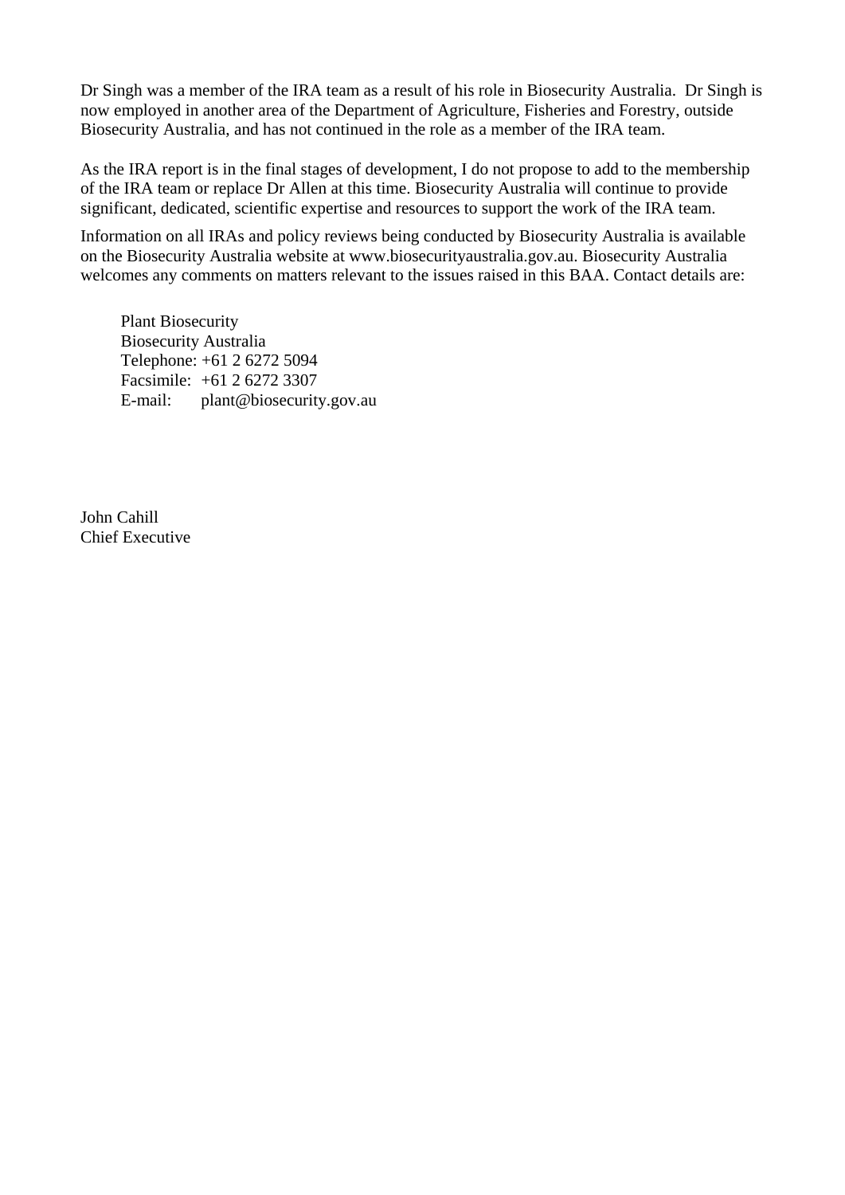Dr Singh was a member of the IRA team as a result of his role in Biosecurity Australia. Dr Singh is now employed in another area of the Department of Agriculture, Fisheries and Forestry, outside Biosecurity Australia, and has not continued in the role as a member of the IRA team.

As the IRA report is in the final stages of development, I do not propose to add to the membership of the IRA team or replace Dr Allen at this time. Biosecurity Australia will continue to provide significant, dedicated, scientific expertise and resources to support the work of the IRA team.

Information on all IRAs and policy reviews being conducted by Biosecurity Australia is available on the Biosecurity Australia website at www.biosecurityaustralia.gov.au. Biosecurity Australia welcomes any comments on matters relevant to the issues raised in this BAA. Contact details are:

Plant Biosecurity
Biosecurity Australia
Telephone: +61 2 6272 5094
Facsimile: +61 2 6272 3307
E-mail: plant@biosecurity.gov.au

John Cahill
Chief Executive